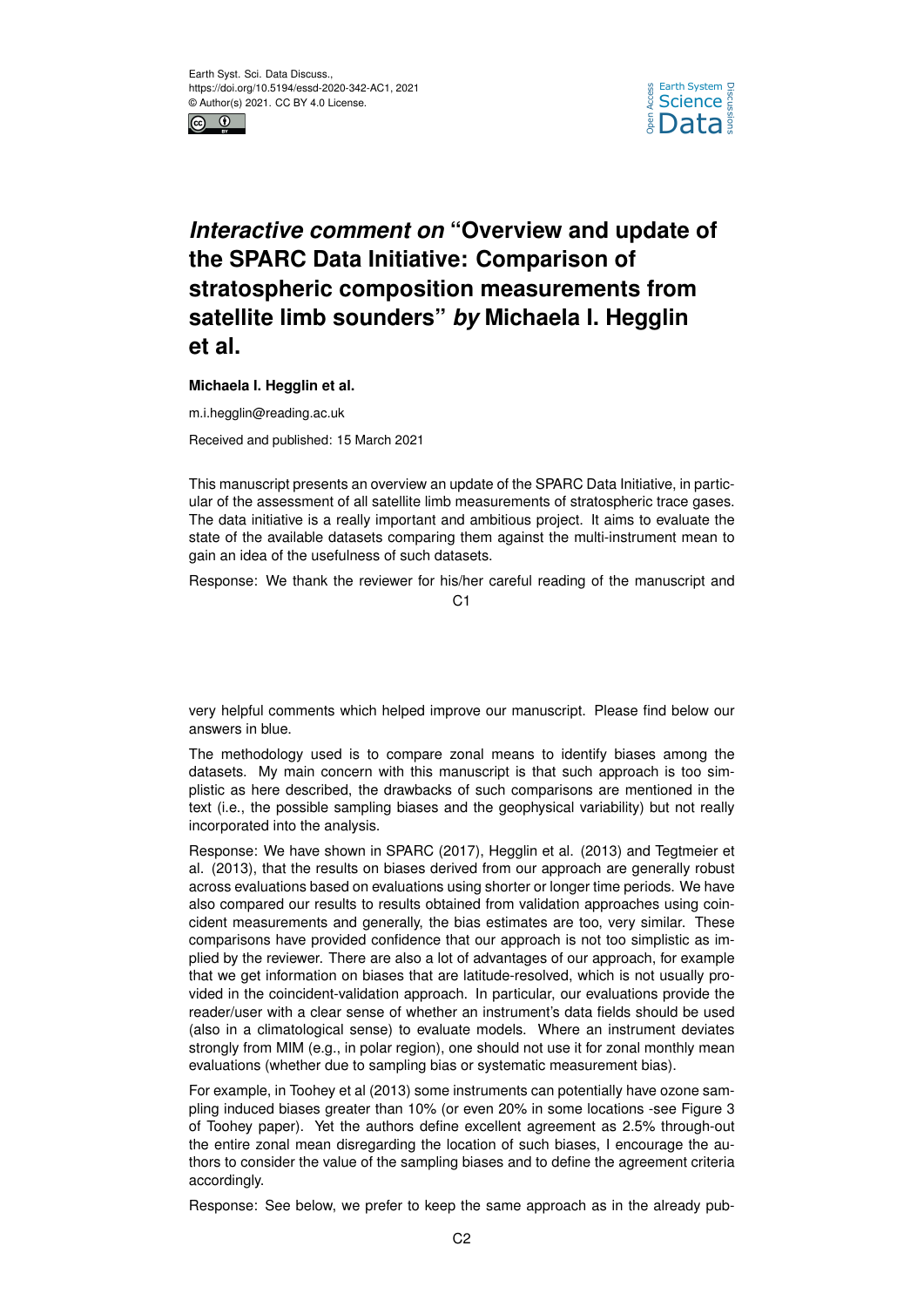# *Interactive comment on* "Overview and update of the SPARC Data Initiative: Comparison of stratospheric composition measurements from satellite limb sounders" *by* Michaela I. Hegglin et al.

**Michaela I. Hegglin et al.**

m.i.hegglin@reading.ac.uk

Received and published: 15 March 2021

This manuscript presents an overview an update of the SPARC Data Initiative, in particular of the assessment of all satellite limb measurements of stratospheric trace gases. The data initiative is a really important and ambitious project. It aims to evaluate the state of the available datasets comparing them against the multi-instrument mean to gain an idea of the usefulness of such datasets.

Response: We thank the reviewer for his/her careful reading of the manuscript and very helpful comments which helped improve our manuscript. Please find below our answers in blue.

The methodology used is to compare zonal means to identify biases among the datasets. My main concern with this manuscript is that such approach is too simplistic as here described, the drawbacks of such comparisons are mentioned in the text (i.e., the possible sampling biases and the geophysical variability) but not really incorporated into the analysis.

Response: We have shown in SPARC (2017), Hegglin et al. (2013) and Tegtmeier et al. (2013), that the results on biases derived from our approach are generally robust across evaluations based on evaluations using shorter or longer time periods. We have also compared our results to results obtained from validation approaches using coincident measurements and generally, the bias estimates are too, very similar. These comparisons have provided confidence that our approach is not too simplistic as implied by the reviewer. There are also a lot of advantages of our approach, for example that we get information on biases that are latitude-resolved, which is not usually provided in the coincident-validation approach. In particular, our evaluations provide the reader/user with a clear sense of whether an instrument's data fields should be used (also in a climatological sense) to evaluate models. Where an instrument deviates strongly from MIM (e.g., in polar region), one should not use it for zonal monthly mean evaluations (whether due to sampling bias or systematic measurement bias).

For example, in Toohey et al (2013) some instruments can potentially have ozone sampling induced biases greater than 10% (or even 20% in some locations -see Figure 3 of Toohey paper). Yet the authors define excellent agreement as 2.5% through-out the entire zonal mean disregarding the location of such biases, I encourage the authors to consider the value of the sampling biases and to define the agreement criteria accordingly.

Response: See below, we prefer to keep the same approach as in the already pub-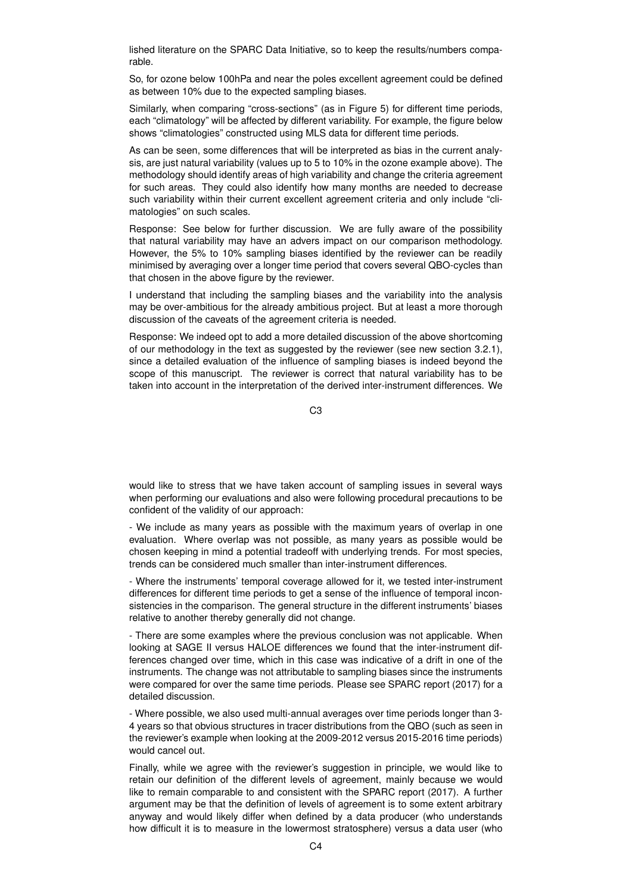lished literature on the SPARC Data Initiative, so to keep the results/numbers comparable.

So, for ozone below 100hPa and near the poles excellent agreement could be defined as between 10% due to the expected sampling biases.

Similarly, when comparing "cross-sections" (as in Figure 5) for different time periods, each "climatology" will be affected by different variability. For example, the figure below shows "climatologies" constructed using MLS data for different time periods.

As can be seen, some differences that will be interpreted as bias in the current analysis, are just natural variability (values up to 5 to 10% in the ozone example above). The methodology should identify areas of high variability and change the criteria agreement for such areas. They could also identify how many months are needed to decrease such variability within their current excellent agreement criteria and only include "climatologies" on such scales.

Response: See below for further discussion. We are fully aware of the possibility that natural variability may have an advers impact on our comparison methodology. However, the 5% to 10% sampling biases identified by the reviewer can be readily minimised by averaging over a longer time period that covers several QBO-cycles than that chosen in the above figure by the reviewer.

I understand that including the sampling biases and the variability into the analysis may be over-ambitious for the already ambitious project. But at least a more thorough discussion of the caveats of the agreement criteria is needed.

Response: We indeed opt to add a more detailed discussion of the above shortcoming of our methodology in the text as suggested by the reviewer (see new section 3.2.1), since a detailed evaluation of the influence of sampling biases is indeed beyond the scope of this manuscript. The reviewer is correct that natural variability has to be taken into account in the interpretation of the derived inter-instrument differences. We would like to stress that we have taken account of sampling issues in several ways when performing our evaluations and also were following procedural precautions to be confident of the validity of our approach:

- We include as many years as possible with the maximum years of overlap in one evaluation. Where overlap was not possible, as many years as possible would be chosen keeping in mind a potential tradeoff with underlying trends. For most species, trends can be considered much smaller than inter-instrument differences.

- Where the instruments' temporal coverage allowed for it, we tested inter-instrument differences for different time periods to get a sense of the influence of temporal inconsistencies in the comparison. The general structure in the different instruments' biases relative to another thereby generally did not change.

- There are some examples where the previous conclusion was not applicable. When looking at SAGE II versus HALOE differences we found that the inter-instrument differences changed over time, which in this case was indicative of a drift in one of the instruments. The change was not attributable to sampling biases since the instruments were compared for over the same time periods. Please see SPARC report (2017) for a detailed discussion.

- Where possible, we also used multi-annual averages over time periods longer than 3-4 years so that obvious structures in tracer distributions from the QBO (such as seen in the reviewer's example when looking at the 2009-2012 versus 2015-2016 time periods) would cancel out.

Finally, while we agree with the reviewer's suggestion in principle, we would like to retain our definition of the different levels of agreement, mainly because we would like to remain comparable to and consistent with the SPARC report (2017). A further argument may be that the definition of levels of agreement is to some extent arbitrary anyway and would likely differ when defined by a data producer (who understands how difficult it is to measure in the lowermost stratosphere) versus a data user (who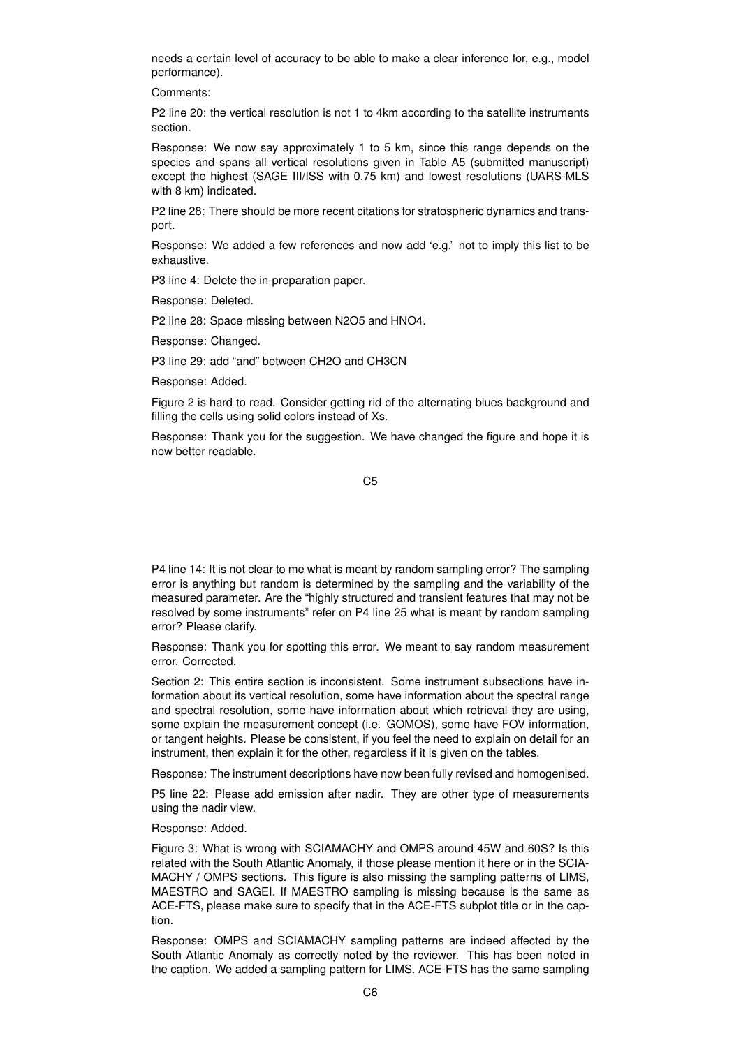needs a certain level of accuracy to be able to make a clear inference for, e.g., model performance).

Comments:

P2 line 20: the vertical resolution is not 1 to 4km according to the satellite instruments section.

Response: We now say approximately 1 to 5 km, since this range depends on the species and spans all vertical resolutions given in Table A5 (submitted manuscript) except the highest (SAGE III/ISS with 0.75 km) and lowest resolutions (UARS-MLS with 8 km) indicated.

P2 line 28: There should be more recent citations for stratospheric dynamics and transport.

Response: We added a few references and now add 'e.g.' not to imply this list to be exhaustive.

P3 line 4: Delete the in-preparation paper.

Response: Deleted.

P2 line 28: Space missing between $N_2O_5$ and $HNO_4$.

Response: Changed.

P3 line 29: add "and" between $CH_2O$ and $CH_3CN$

Response: Added.

Figure 2 is hard to read. Consider getting rid of the alternating blues background and filling the cells using solid colors instead of Xs.

Response: Thank you for the suggestion. We have changed the figure and hope it is now better readable.

P4 line 14: It is not clear to me what is meant by random sampling error? The sampling error is anything but random is determined by the sampling and the variability of the measured parameter. Are the "highly structured and transient features that may not be resolved by some instruments" refer on P4 line 25 what is meant by random sampling error? Please clarify.

Response: Thank you for spotting this error. We meant to say random measurement error. Corrected.

Section 2: This entire section is inconsistent. Some instrument subsections have information about its vertical resolution, some have information about the spectral range and spectral resolution, some have information about which retrieval they are using, some explain the measurement concept (i.e. GOMOS), some have FOV information, or tangent heights. Please be consistent, if you feel the need to explain on detail for an instrument, then explain it for the other, regardless if it is given on the tables.

Response: The instrument descriptions have now been fully revised and homogenised.

P5 line 22: Please add emission after nadir. They are other type of measurements using the nadir view.

Response: Added.

Figure 3: What is wrong with SCIAMACHY and OMPS around 45W and 60S? Is this related with the South Atlantic Anomaly, if those please mention it here or in the SCIAMACHY / OMPS sections. This figure is also missing the sampling patterns of LIMS, MAESTRO and SAGEI. If MAESTRO sampling is missing because is the same as ACE-FTS, please make sure to specify that in the ACE-FTS subplot title or in the caption.

Response: OMPS and SCIAMACHY sampling patterns are indeed affected by the South Atlantic Anomaly as correctly noted by the reviewer. This has been noted in the caption. We added a sampling pattern for LIMS. ACE-FTS has the same sampling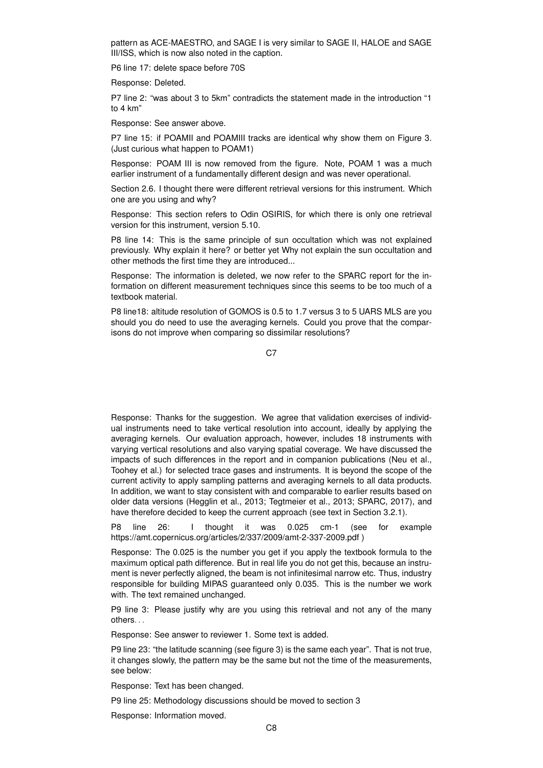pattern as ACE-MAESTRO, and SAGE I is very similar to SAGE II, HALOE and SAGE III/ISS, which is now also noted in the caption.

P6 line 17: delete space before 70S

Response: Deleted.

P7 line 2: "was about 3 to 5km" contradicts the statement made in the introduction "1 to 4 km"

Response: See answer above.

P7 line 15: if POAMII and POAMIII tracks are identical why show them on Figure 3. (Just curious what happen to POAM1)

Response: POAM III is now removed from the figure. Note, POAM 1 was a much earlier instrument of a fundamentally different design and was never operational.

Section 2.6. I thought there were different retrieval versions for this instrument. Which one are you using and why?

Response: This section refers to Odin OSIRIS, for which there is only one retrieval version for this instrument, version 5.10.

P8 line 14: This is the same principle of sun occultation which was not explained previously. Why explain it here? or better yet Why not explain the sun occultation and other methods the first time they are introduced...

Response: The information is deleted, we now refer to the SPARC report for the information on different measurement techniques since this seems to be too much of a textbook material.

P8 line18: altitude resolution of GOMOS is 0.5 to 1.7 versus 3 to 5 UARS MLS are you should you do need to use the averaging kernels. Could you prove that the comparisons do not improve when comparing so dissimilar resolutions?

Response: Thanks for the suggestion. We agree that validation exercises of individual instruments need to take vertical resolution into account, ideally by applying the averaging kernels. Our evaluation approach, however, includes 18 instruments with varying vertical resolutions and also varying spatial coverage. We have discussed the impacts of such differences in the report and in companion publications (Neu et al., Toohey et al.) for selected trace gases and instruments. It is beyond the scope of the current activity to apply sampling patterns and averaging kernels to all data products. In addition, we want to stay consistent with and comparable to earlier results based on older data versions (Hegglin et al., 2013; Tegtmeier et al., 2013; SPARC, 2017), and have therefore decided to keep the current approach (see text in Section 3.2.1).

P8 line 26: I thought it was 0.025 cm-1 (see for example https://amt.copernicus.org/articles/2/337/2009/amt-2-337-2009.pdf )

Response: The 0.025 is the number you get if you apply the textbook formula to the maximum optical path difference. But in real life you do not get this, because an instrument is never perfectly aligned, the beam is not infinitesimal narrow etc. Thus, industry responsible for building MIPAS guaranteed only 0.035. This is the number we work with. The text remained unchanged.

P9 line 3: Please justify why are you using this retrieval and not any of the many others. . .

Response: See answer to reviewer 1. Some text is added.

P9 line 23: "the latitude scanning (see figure 3) is the same each year". That is not true, it changes slowly, the pattern may be the same but not the time of the measurements, see below:

Response: Text has been changed.

P9 line 25: Methodology discussions should be moved to section 3

Response: Information moved.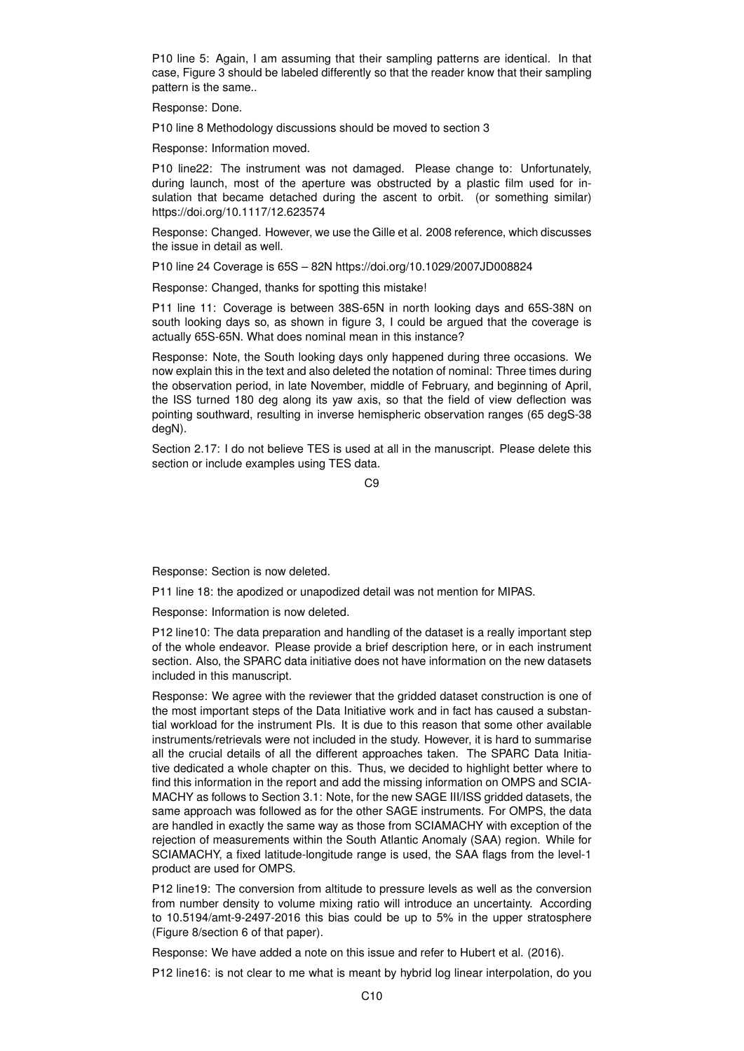P10 line 5: Again, I am assuming that their sampling patterns are identical. In that case, Figure 3 should be labeled differently so that the reader know that their sampling pattern is the same..

Response: Done.

P10 line 8 Methodology discussions should be moved to section 3

Response: Information moved.

P10 line22: The instrument was not damaged. Please change to: Unfortunately, during launch, most of the aperture was obstructed by a plastic film used for insulation that became detached during the ascent to orbit. (or something similar) https://doi.org/10.1117/12.623574

Response: Changed. However, we use the Gille et al. 2008 reference, which discusses the issue in detail as well.

P10 line 24 Coverage is 65S – 82N https://doi.org/10.1029/2007JD008824

Response: Changed, thanks for spotting this mistake!

P11 line 11: Coverage is between 38S-65N in north looking days and 65S-38N on south looking days so, as shown in figure 3, I could be argued that the coverage is actually 65S-65N. What does nominal mean in this instance?

Response: Note, the South looking days only happened during three occasions. We now explain this in the text and also deleted the notation of nominal: Three times during the observation period, in late November, middle of February, and beginning of April, the ISS turned 180 deg along its yaw axis, so that the field of view deflection was pointing southward, resulting in inverse hemispheric observation ranges (65 degS-38 degN).

Section 2.17: I do not believe TES is used at all in the manuscript. Please delete this section or include examples using TES data.

Response: Section is now deleted.

P11 line 18: the apodized or unapodized detail was not mention for MIPAS.

Response: Information is now deleted.

P12 line10: The data preparation and handling of the dataset is a really important step of the whole endeavor. Please provide a brief description here, or in each instrument section. Also, the SPARC data initiative does not have information on the new datasets included in this manuscript.

Response: We agree with the reviewer that the gridded dataset construction is one of the most important steps of the Data Initiative work and in fact has caused a substantial workload for the instrument PIs. It is due to this reason that some other available instruments/retrievals were not included in the study. However, it is hard to summarise all the crucial details of all the different approaches taken. The SPARC Data Initiative dedicated a whole chapter on this. Thus, we decided to highlight better where to find this information in the report and add the missing information on OMPS and SCIAMACHY as follows to Section 3.1: Note, for the new SAGE III/ISS gridded datasets, the same approach was followed as for the other SAGE instruments. For OMPS, the data are handled in exactly the same way as those from SCIAMACHY with exception of the rejection of measurements within the South Atlantic Anomaly (SAA) region. While for SCIAMACHY, a fixed latitude-longitude range is used, the SAA flags from the level-1 product are used for OMPS.

P12 line19: The conversion from altitude to pressure levels as well as the conversion from number density to volume mixing ratio will introduce an uncertainty. According to 10.5194/amt-9-2497-2016 this bias could be up to 5% in the upper stratosphere (Figure 8/section 6 of that paper).

Response: We have added a note on this issue and refer to Hubert et al. (2016).

P12 line16: is not clear to me what is meant by hybrid log linear interpolation, do you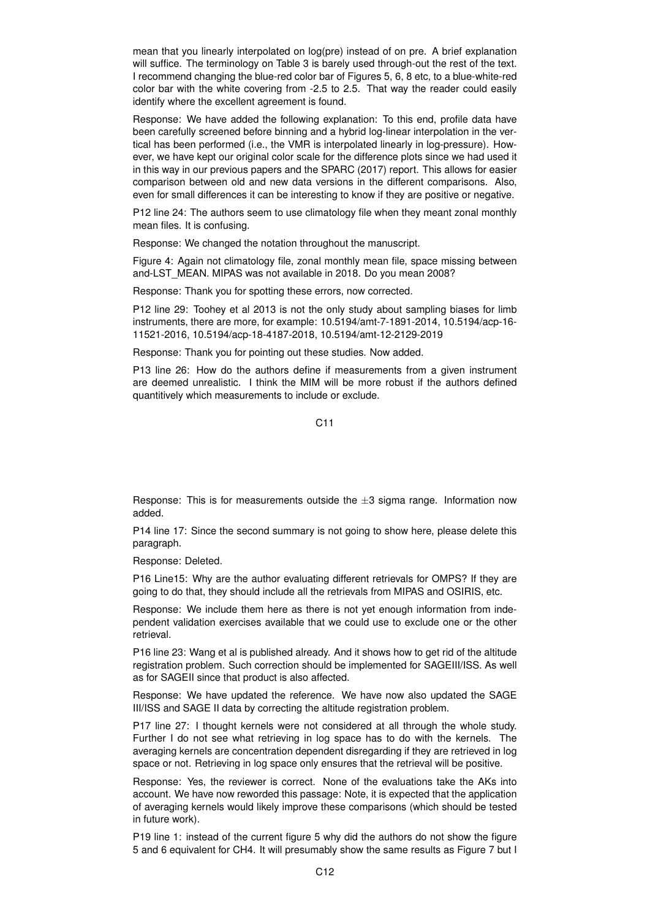mean that you linearly interpolated on log(pre) instead of on pre. A brief explanation will suffice. The terminology on Table 3 is barely used through-out the rest of the text. I recommend changing the blue-red color bar of Figures 5, 6, 8 etc, to a blue-white-red color bar with the white covering from -2.5 to 2.5. That way the reader could easily identify where the excellent agreement is found.

Response: We have added the following explanation: To this end, profile data have been carefully screened before binning and a hybrid log-linear interpolation in the vertical has been performed (i.e., the VMR is interpolated linearly in log-pressure). However, we have kept our original color scale for the difference plots since we had used it in this way in our previous papers and the SPARC (2017) report. This allows for easier comparison between old and new data versions in the different comparisons. Also, even for small differences it can be interesting to know if they are positive or negative.

P12 line 24: The authors seem to use climatology file when they meant zonal monthly mean files. It is confusing.

Response: We changed the notation throughout the manuscript.

Figure 4: Again not climatology file, zonal monthly mean file, space missing between and-LST_MEAN. MIPAS was not available in 2018. Do you mean 2008?

Response: Thank you for spotting these errors, now corrected.

P12 line 29: Toohey et al 2013 is not the only study about sampling biases for limb instruments, there are more, for example: 10.5194/amt-7-1891-2014, 10.5194/acp-16-11521-2016, 10.5194/acp-18-4187-2018, 10.5194/amt-12-2129-2019

Response: Thank you for pointing out these studies. Now added.

P13 line 26: How do the authors define if measurements from a given instrument are deemed unrealistic. I think the MIM will be more robust if the authors defined quantitively which measurements to include or exclude.

Response: This is for measurements outside the $\pm 3$ sigma range. Information now added.

P14 line 17: Since the second summary is not going to show here, please delete this paragraph.

Response: Deleted.

P16 Line15: Why are the author evaluating different retrievals for OMPS? If they are going to do that, they should include all the retrievals from MIPAS and OSIRIS, etc.

Response: We include them here as there is not yet enough information from independent validation exercises available that we could use to exclude one or the other retrieval.

P16 line 23: Wang et al is published already. And it shows how to get rid of the altitude registration problem. Such correction should be implemented for SAGEIII/ISS. As well as for SAGEII since that product is also affected.

Response: We have updated the reference. We have now also updated the SAGE III/ISS and SAGE II data by correcting the altitude registration problem.

P17 line 27: I thought kernels were not considered at all through the whole study. Further I do not see what retrieving in log space has to do with the kernels. The averaging kernels are concentration dependent disregarding if they are retrieved in log space or not. Retrieving in log space only ensures that the retrieval will be positive.

Response: Yes, the reviewer is correct. None of the evaluations take the AKs into account. We have now reworded this passage: Note, it is expected that the application of averaging kernels would likely improve these comparisons (which should be tested in future work).

P19 line 1: instead of the current figure 5 why did the authors do not show the figure 5 and 6 equivalent for $CH_4$. It will presumably show the same results as Figure 7 but I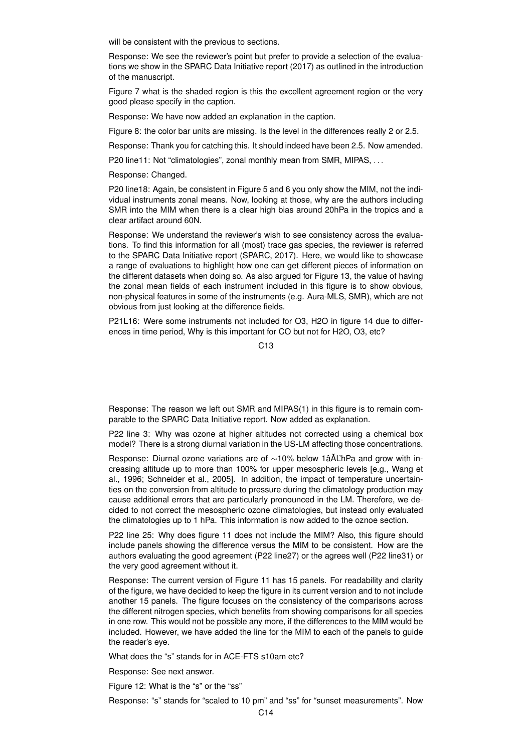will be consistent with the previous to sections.

Response: We see the reviewer's point but prefer to provide a selection of the evaluations we show in the SPARC Data Initiative report (2017) as outlined in the introduction of the manuscript.

Figure 7 what is the shaded region is this the excellent agreement region or the very good please specify in the caption.

Response: We have now added an explanation in the caption.

Figure 8: the color bar units are missing. Is the level in the differences really 2 or 2.5.

Response: Thank you for catching this. It should indeed have been 2.5. Now amended.

P20 line11: Not "climatologies", zonal monthly mean from SMR, MIPAS, . . .

Response: Changed.

P20 line18: Again, be consistent in Figure 5 and 6 you only show the MIM, not the individual instruments zonal means. Now, looking at those, why are the authors including SMR into the MIM when there is a clear high bias around 20hPa in the tropics and a clear artifact around 60N.

Response: We understand the reviewer's wish to see consistency across the evaluations. To find this information for all (most) trace gas species, the reviewer is referred to the SPARC Data Initiative report (SPARC, 2017). Here, we would like to showcase a range of evaluations to highlight how one can get different pieces of information on the different datasets when doing so. As also argued for Figure 13, the value of having the zonal mean fields of each instrument included in this figure is to show obvious, non-physical features in some of the instruments (e.g. Aura-MLS, SMR), which are not obvious from just looking at the difference fields.

P21L16: Were some instruments not included for O3, H2O in figure 14 due to differences in time period, Why is this important for CO but not for H2O, O3, etc?

Response: The reason we left out SMR and MIPAS(1) in this figure is to remain comparable to the SPARC Data Initiative report. Now added as explanation.

P22 line 3: Why was ozone at higher altitudes not corrected using a chemical box model? There is a strong diurnal variation in the US-LM affecting those concentrations.

Response: Diurnal ozone variations are of $\sim$10% below 1âĂĽhPa and grow with increasing altitude up to more than 100% for upper mesospheric levels [e.g., Wang et al., 1996; Schneider et al., 2005]. In addition, the impact of temperature uncertainties on the conversion from altitude to pressure during the climatology production may cause additional errors that are particularly pronounced in the LM. Therefore, we decided to not correct the mesospheric ozone climatologies, but instead only evaluated the climatologies up to 1 hPa. This information is now added to the oznoe section.

P22 line 25: Why does figure 11 does not include the MIM? Also, this figure should include panels showing the difference versus the MIM to be consistent. How are the authors evaluating the good agreement (P22 line27) or the agrees well (P22 line31) or the very good agreement without it.

Response: The current version of Figure 11 has 15 panels. For readability and clarity of the figure, we have decided to keep the figure in its current version and to not include another 15 panels. The figure focuses on the consistency of the comparisons across the different nitrogen species, which benefits from showing comparisons for all species in one row. This would not be possible any more, if the differences to the MIM would be included. However, we have added the line for the MIM to each of the panels to guide the reader's eye.

What does the "s" stands for in ACE-FTS s10am etc?

Response: See next answer.

Figure 12: What is the "s" or the "ss"

Response: "s" stands for "scaled to 10 pm" and "ss" for "sunset measurements". Now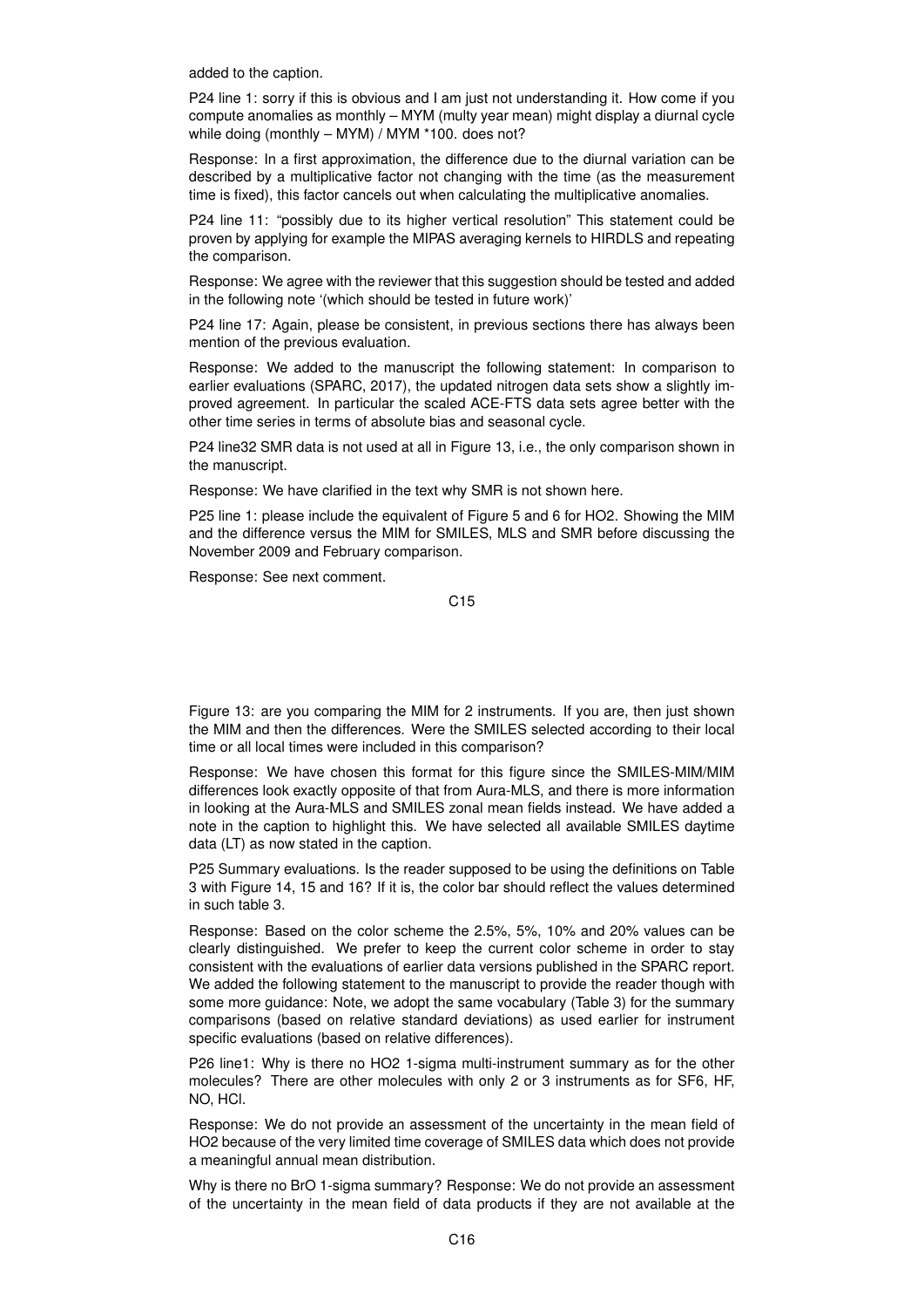added to the caption.

P24 line 1: sorry if this is obvious and I am just not understanding it. How come if you compute anomalies as monthly – MYM (multy year mean) might display a diurnal cycle while doing (monthly – MYM) / MYM *100. does not?

Response: In a first approximation, the difference due to the diurnal variation can be described by a multiplicative factor not changing with the time (as the measurement time is fixed), this factor cancels out when calculating the multiplicative anomalies.

P24 line 11: "possibly due to its higher vertical resolution" This statement could be proven by applying for example the MIPAS averaging kernels to HIRDLS and repeating the comparison.

Response: We agree with the reviewer that this suggestion should be tested and added in the following note '(which should be tested in future work)'

P24 line 17: Again, please be consistent, in previous sections there has always been mention of the previous evaluation.

Response: We added to the manuscript the following statement: In comparison to earlier evaluations (SPARC, 2017), the updated nitrogen data sets show a slightly improved agreement. In particular the scaled ACE-FTS data sets agree better with the other time series in terms of absolute bias and seasonal cycle.

P24 line32 SMR data is not used at all in Figure 13, i.e., the only comparison shown in the manuscript.

Response: We have clarified in the text why SMR is not shown here.

P25 line 1: please include the equivalent of Figure 5 and 6 for HO2. Showing the MIM and the difference versus the MIM for SMILES, MLS and SMR before discussing the November 2009 and February comparison.

Response: See next comment.

Figure 13: are you comparing the MIM for 2 instruments. If you are, then just shown the MIM and then the differences. Were the SMILES selected according to their local time or all local times were included in this comparison?

Response: We have chosen this format for this figure since the SMILES-MIM/MIM differences look exactly opposite of that from Aura-MLS, and there is more information in looking at the Aura-MLS and SMILES zonal mean fields instead. We have added a note in the caption to highlight this. We have selected all available SMILES daytime data (LT) as now stated in the caption.

P25 Summary evaluations. Is the reader supposed to be using the definitions on Table 3 with Figure 14, 15 and 16? If it is, the color bar should reflect the values determined in such table 3.

Response: Based on the color scheme the 2.5%, 5%, 10% and 20% values can be clearly distinguished. We prefer to keep the current color scheme in order to stay consistent with the evaluations of earlier data versions published in the SPARC report. We added the following statement to the manuscript to provide the reader though with some more guidance: Note, we adopt the same vocabulary (Table 3) for the summary comparisons (based on relative standard deviations) as used earlier for instrument specific evaluations (based on relative differences).

P26 line1: Why is there no HO2 1-sigma multi-instrument summary as for the other molecules? There are other molecules with only 2 or 3 instruments as for SF6, HF, NO, HCl.

Response: We do not provide an assessment of the uncertainty in the mean field of HO2 because of the very limited time coverage of SMILES data which does not provide a meaningful annual mean distribution.

Why is there no BrO 1-sigma summary? Response: We do not provide an assessment of the uncertainty in the mean field of data products if they are not available at the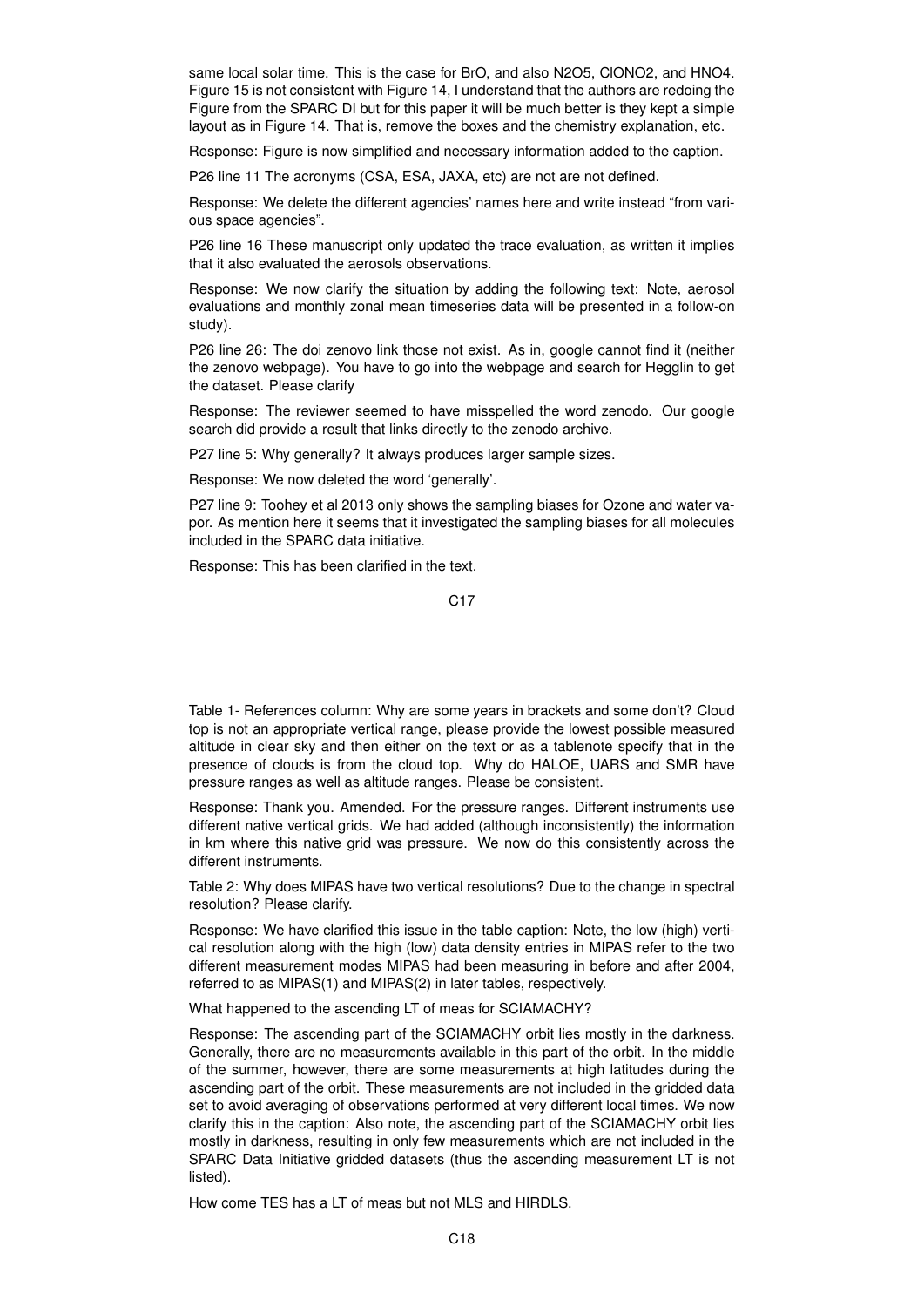same local solar time. This is the case for BrO, and also N2O5, ClONO2, and HNO4. Figure 15 is not consistent with Figure 14, I understand that the authors are redoing the Figure from the SPARC DI but for this paper it will be much better is they kept a simple layout as in Figure 14. That is, remove the boxes and the chemistry explanation, etc.

Response: Figure is now simplified and necessary information added to the caption.

P26 line 11 The acronyms (CSA, ESA, JAXA, etc) are not are not defined.

Response: We delete the different agencies' names here and write instead "from various space agencies".

P26 line 16 These manuscript only updated the trace evaluation, as written it implies that it also evaluated the aerosols observations.

Response: We now clarify the situation by adding the following text: Note, aerosol evaluations and monthly zonal mean timeseries data will be presented in a follow-on study).

P26 line 26: The doi zenovo link those not exist. As in, google cannot find it (neither the zenovo webpage). You have to go into the webpage and search for Hegglin to get the dataset. Please clarify

Response: The reviewer seemed to have misspelled the word zenodo. Our google search did provide a result that links directly to the zenodo archive.

P27 line 5: Why generally? It always produces larger sample sizes.

Response: We now deleted the word 'generally'.

P27 line 9: Toohey et al 2013 only shows the sampling biases for Ozone and water vapor. As mention here it seems that it investigated the sampling biases for all molecules included in the SPARC data initiative.

Response: This has been clarified in the text.

Table 1- References column: Why are some years in brackets and some don't? Cloud top is not an appropriate vertical range, please provide the lowest possible measured altitude in clear sky and then either on the text or as a tablenote specify that in the presence of clouds is from the cloud top. Why do HALOE, UARS and SMR have pressure ranges as well as altitude ranges. Please be consistent.

Response: Thank you. Amended. For the pressure ranges. Different instruments use different native vertical grids. We had added (although inconsistently) the information in km where this native grid was pressure. We now do this consistently across the different instruments.

Table 2: Why does MIPAS have two vertical resolutions? Due to the change in spectral resolution? Please clarify.

Response: We have clarified this issue in the table caption: Note, the low (high) vertical resolution along with the high (low) data density entries in MIPAS refer to the two different measurement modes MIPAS had been measuring in before and after 2004, referred to as MIPAS(1) and MIPAS(2) in later tables, respectively.

What happened to the ascending LT of meas for SCIAMACHY?

Response: The ascending part of the SCIAMACHY orbit lies mostly in the darkness. Generally, there are no measurements available in this part of the orbit. In the middle of the summer, however, there are some measurements at high latitudes during the ascending part of the orbit. These measurements are not included in the gridded data set to avoid averaging of observations performed at very different local times. We now clarify this in the caption: Also note, the ascending part of the SCIAMACHY orbit lies mostly in darkness, resulting in only few measurements which are not included in the SPARC Data Initiative gridded datasets (thus the ascending measurement LT is not listed).

How come TES has a LT of meas but not MLS and HIRDLS.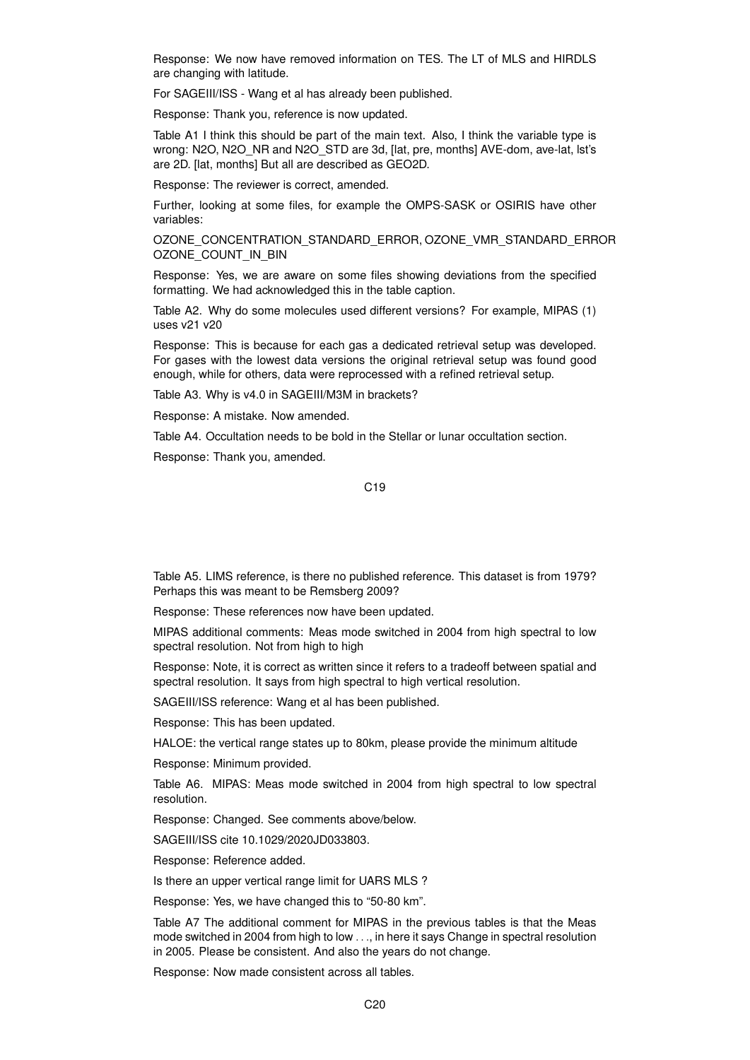Response: We now have removed information on TES. The LT of MLS and HIRDLS are changing with latitude.

For SAGEIII/ISS - Wang et al has already been published.

Response: Thank you, reference is now updated.

Table A1 I think this should be part of the main text. Also, I think the variable type is wrong: N2O, N2O_NR and N2O_STD are 3d, [lat, pre, months] AVE-dom, ave-lat, lst's are 2D. [lat, months] But all are described as GEO2D.

Response: The reviewer is correct, amended.

Further, looking at some files, for example the OMPS-SASK or OSIRIS have other variables:

OZONE_CONCENTRATION_STANDARD_ERROR, OZONE_VMR_STANDARD_ERROR OZONE_COUNT_IN_BIN

Response: Yes, we are aware on some files showing deviations from the specified formatting. We had acknowledged this in the table caption.

Table A2. Why do some molecules used different versions? For example, MIPAS (1) uses v21 v20

Response: This is because for each gas a dedicated retrieval setup was developed. For gases with the lowest data versions the original retrieval setup was found good enough, while for others, data were reprocessed with a refined retrieval setup.

Table A3. Why is v4.0 in SAGEIII/M3M in brackets?

Response: A mistake. Now amended.

Table A4. Occultation needs to be bold in the Stellar or lunar occultation section.

Response: Thank you, amended.

Table A5. LIMS reference, is there no published reference. This dataset is from 1979? Perhaps this was meant to be Remsberg 2009?

Response: These references now have been updated.

MIPAS additional comments: Meas mode switched in 2004 from high spectral to low spectral resolution. Not from high to high

Response: Note, it is correct as written since it refers to a tradeoff between spatial and spectral resolution. It says from high spectral to high vertical resolution.

SAGEIII/ISS reference: Wang et al has been published.

Response: This has been updated.

HALOE: the vertical range states up to 80km, please provide the minimum altitude

Response: Minimum provided.

Table A6. MIPAS: Meas mode switched in 2004 from high spectral to low spectral resolution.

Response: Changed. See comments above/below.

SAGEIII/ISS cite 10.1029/2020JD033803.

Response: Reference added.

Is there an upper vertical range limit for UARS MLS ?

Response: Yes, we have changed this to "50-80 km".

Table A7 The additional comment for MIPAS in the previous tables is that the Meas mode switched in 2004 from high to low . . ., in here it says Change in spectral resolution in 2005. Please be consistent. And also the years do not change.

Response: Now made consistent across all tables.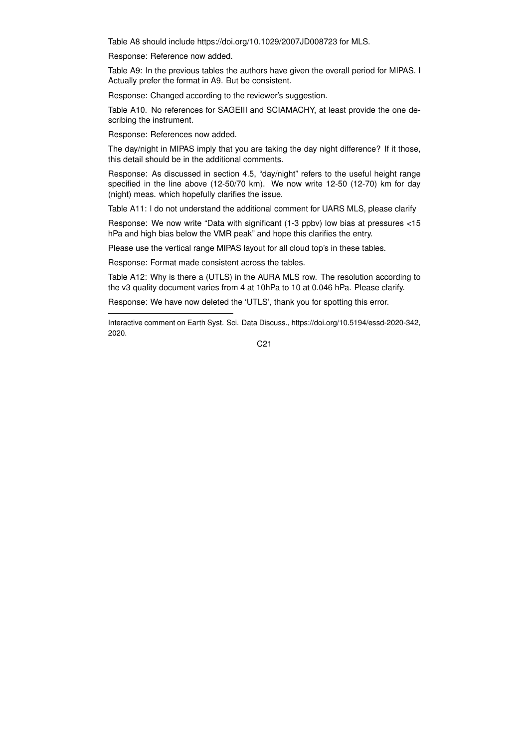Table A8 should include https://doi.org/10.1029/2007JD008723 for MLS.

Response: Reference now added.

Table A9: In the previous tables the authors have given the overall period for MIPAS. I Actually prefer the format in A9. But be consistent.

Response: Changed according to the reviewer's suggestion.

Table A10. No references for SAGEIII and SCIAMACHY, at least provide the one describing the instrument.

Response: References now added.

The day/night in MIPAS imply that you are taking the day night difference? If it those, this detail should be in the additional comments.

Response: As discussed in section 4.5, "day/night" refers to the useful height range specified in the line above (12-50/70 km). We now write 12-50 (12-70) km for day (night) meas. which hopefully clarifies the issue.

Table A11: I do not understand the additional comment for UARS MLS, please clarify

Response: We now write "Data with significant (1-3 ppbv) low bias at pressures <15 hPa and high bias below the VMR peak" and hope this clarifies the entry.

Please use the vertical range MIPAS layout for all cloud top's in these tables.

Response: Format made consistent across the tables.

Table A12: Why is there a (UTLS) in the AURA MLS row. The resolution according to the v3 quality document varies from 4 at 10hPa to 10 at 0.046 hPa. Please clarify.

Response: We have now deleted the 'UTLS', thank you for spotting this error.

---

Interactive comment on Earth Syst. Sci. Data Discuss., https://doi.org/10.5194/essd-2020-342, 2020.